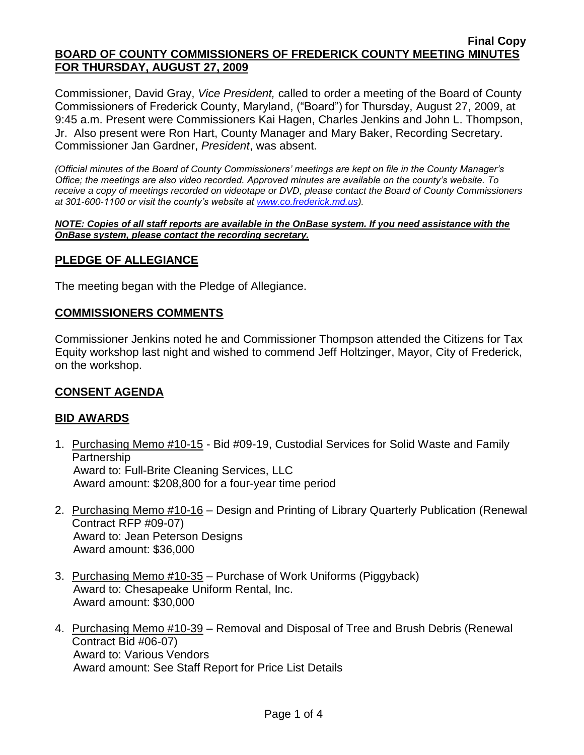**Final Copy**

**BOARD OF COUNTY COMMISSIONERS OF FREDERICK COUNTY MEETING MINUTES FOR THURSDAY, AUGUST 27, 2009**

Commissioner, David Gray, *Vice President,* called to order a meeting of the Board of County Commissioners of Frederick County, Maryland, ("Board") for Thursday, August 27, 2009, at 9:45 a.m. Present were Commissioners Kai Hagen, Charles Jenkins and John L. Thompson, Jr. Also present were Ron Hart, County Manager and Mary Baker, Recording Secretary. Commissioner Jan Gardner, *President*, was absent.

*(Official minutes of the Board of County Commissioners' meetings are kept on file in the County Manager's Office; the meetings are also video recorded. Approved minutes are available on the county's website. To receive a copy of meetings recorded on videotape or DVD, please contact the Board of County Commissioners at 301-600-1100 or visit the county's website at www.co.frederick.md.us).*

***NOTE: Copies of all staff reports are available in the OnBase system. If you need assistance with the OnBase system, please contact the recording secretary.***

## PLEDGE OF ALLEGIANCE

The meeting began with the Pledge of Allegiance.

## COMMISSIONERS COMMENTS

Commissioner Jenkins noted he and Commissioner Thompson attended the Citizens for Tax Equity workshop last night and wished to commend Jeff Holtzinger, Mayor, City of Frederick, on the workshop.

## CONSENT AGENDA

## BID AWARDS

1. Purchasing Memo #10-15 - Bid #09-19, Custodial Services for Solid Waste and Family Partnership
   Award to: Full-Brite Cleaning Services, LLC
   Award amount: $208,800 for a four-year time period

2. Purchasing Memo #10-16 – Design and Printing of Library Quarterly Publication (Renewal Contract RFP #09-07)
   Award to: Jean Peterson Designs
   Award amount: $36,000

3. Purchasing Memo #10-35 – Purchase of Work Uniforms (Piggyback)
   Award to: Chesapeake Uniform Rental, Inc.
   Award amount: $30,000

4. Purchasing Memo #10-39 – Removal and Disposal of Tree and Brush Debris (Renewal Contract Bid #06-07)
   Award to: Various Vendors
   Award amount: See Staff Report for Price List Details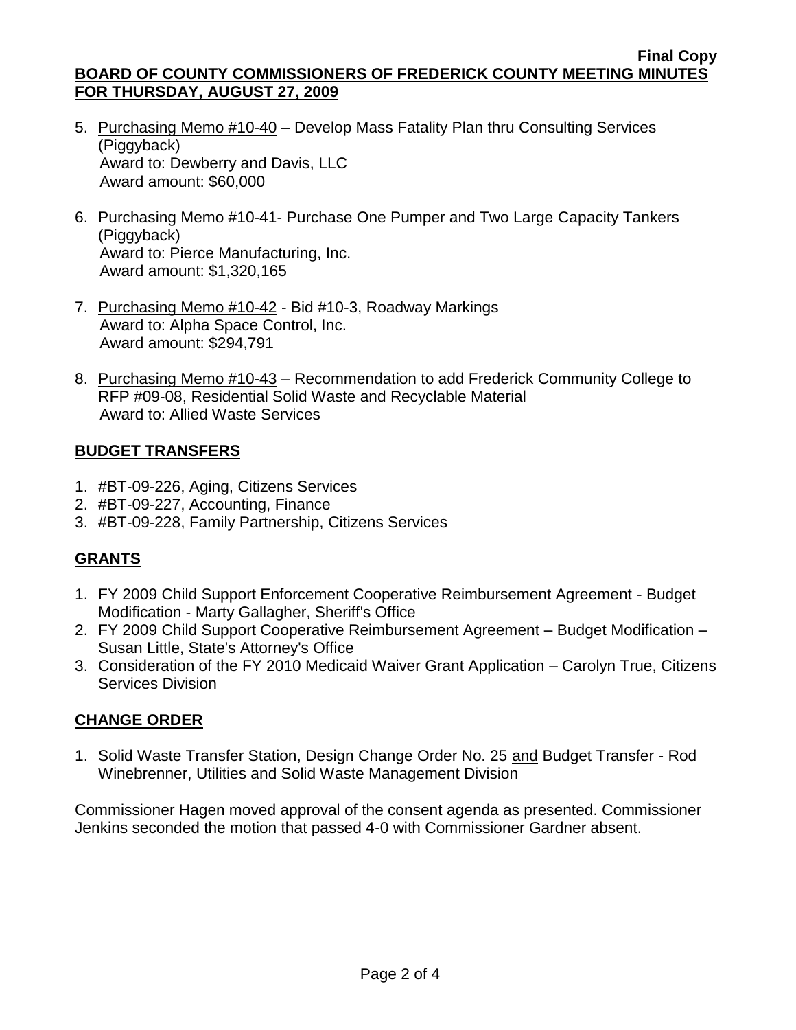5. Purchasing Memo #10-40 – Develop Mass Fatality Plan thru Consulting Services (Piggyback)
   Award to: Dewberry and Davis, LLC
   Award amount: $60,000

6. Purchasing Memo #10-41- Purchase One Pumper and Two Large Capacity Tankers (Piggyback)
   Award to: Pierce Manufacturing, Inc.
   Award amount: $1,320,165

7. Purchasing Memo #10-42 - Bid #10-3, Roadway Markings
   Award to: Alpha Space Control, Inc.
   Award amount: $294,791

8. Purchasing Memo #10-43 – Recommendation to add Frederick Community College to RFP #09-08, Residential Solid Waste and Recyclable Material
   Award to: Allied Waste Services

## BUDGET TRANSFERS

1. #BT-09-226, Aging, Citizens Services
2. #BT-09-227, Accounting, Finance
3. #BT-09-228, Family Partnership, Citizens Services

## GRANTS

1. FY 2009 Child Support Enforcement Cooperative Reimbursement Agreement - Budget Modification - Marty Gallagher, Sheriff's Office
2. FY 2009 Child Support Cooperative Reimbursement Agreement – Budget Modification – Susan Little, State's Attorney's Office
3. Consideration of the FY 2010 Medicaid Waiver Grant Application – Carolyn True, Citizens Services Division

## CHANGE ORDER

1. Solid Waste Transfer Station, Design Change Order No. 25 and Budget Transfer - Rod Winebrenner, Utilities and Solid Waste Management Division

Commissioner Hagen moved approval of the consent agenda as presented. Commissioner Jenkins seconded the motion that passed 4-0 with Commissioner Gardner absent.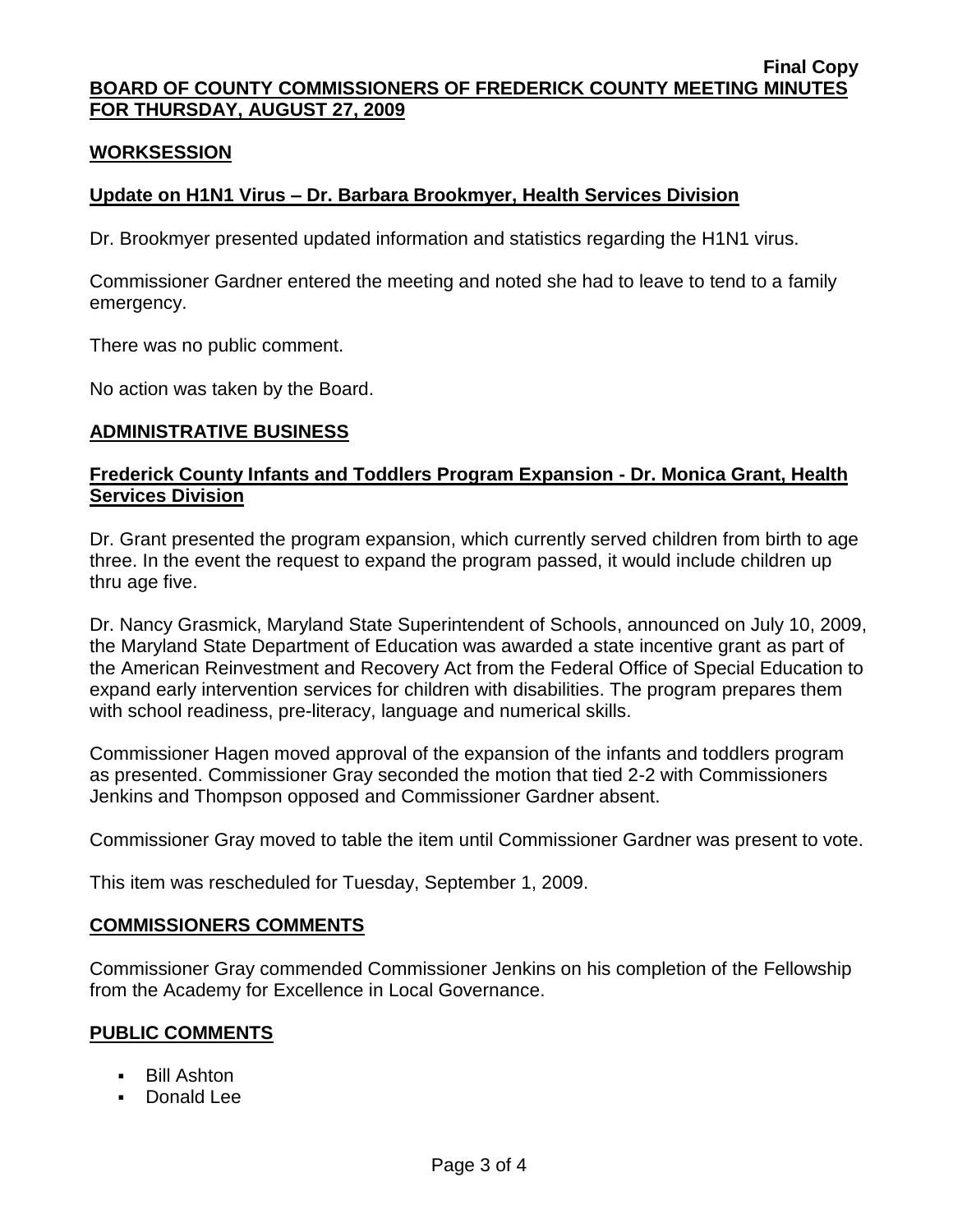**Final Copy**

**BOARD OF COUNTY COMMISSIONERS OF FREDERICK COUNTY MEETING MINUTES FOR THURSDAY, AUGUST 27, 2009**

## WORKSESSION

### Update on H1N1 Virus – Dr. Barbara Brookmyer, Health Services Division

Dr. Brookmyer presented updated information and statistics regarding the H1N1 virus.

Commissioner Gardner entered the meeting and noted she had to leave to tend to a family emergency.

There was no public comment.

No action was taken by the Board.

## ADMINISTRATIVE BUSINESS

### Frederick County Infants and Toddlers Program Expansion - Dr. Monica Grant, Health Services Division

Dr. Grant presented the program expansion, which currently served children from birth to age three. In the event the request to expand the program passed, it would include children up thru age five.

Dr. Nancy Grasmick, Maryland State Superintendent of Schools, announced on July 10, 2009, the Maryland State Department of Education was awarded a state incentive grant as part of the American Reinvestment and Recovery Act from the Federal Office of Special Education to expand early intervention services for children with disabilities. The program prepares them with school readiness, pre-literacy, language and numerical skills.

Commissioner Hagen moved approval of the expansion of the infants and toddlers program as presented. Commissioner Gray seconded the motion that tied 2-2 with Commissioners Jenkins and Thompson opposed and Commissioner Gardner absent.

Commissioner Gray moved to table the item until Commissioner Gardner was present to vote.

This item was rescheduled for Tuesday, September 1, 2009.

## COMMISSIONERS COMMENTS

Commissioner Gray commended Commissioner Jenkins on his completion of the Fellowship from the Academy for Excellence in Local Governance.

## PUBLIC COMMENTS

- Bill Ashton
- Donald Lee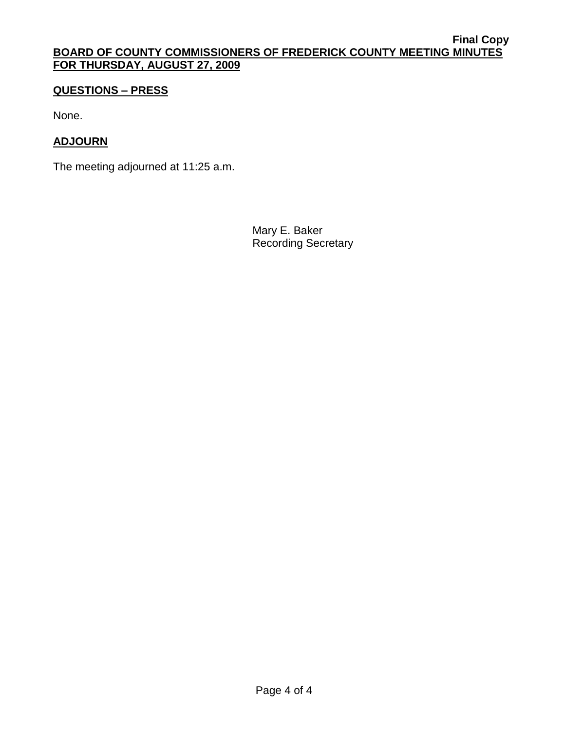## QUESTIONS – PRESS

None.

## ADJOURN

The meeting adjourned at 11:25 a.m.

Mary E. Baker
Recording Secretary